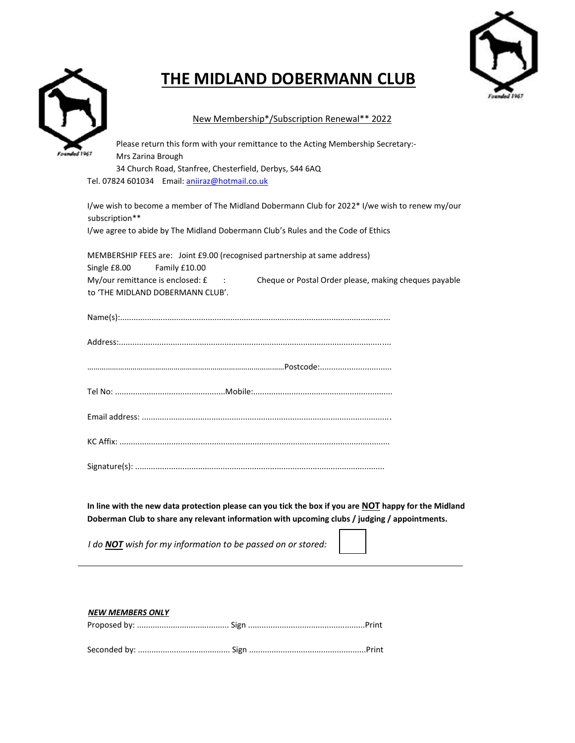# THE MIDLAND DOBERMANN CLUB

Founded 1967

New Membership*/Subscription Renewal** 2022

Please return this form with your remittance to the Acting Membership Secretary:-
Mrs Zarina Brough
34 Church Road, Stanfree, Chesterfield, Derbys, S44 6AQ
Tel. 07824 601034 Email: aniiraz@hotmail.co.uk

I/we wish to become a member of The Midland Dobermann Club for 2022* I/we wish to renew my/our subscription**
I/we agree to abide by The Midland Dobermann Club's Rules and the Code of Ethics

MEMBERSHIP FEES are: Joint £9.00 (recognised partnership at same address)
Single £8.00 Family £10.00
My/our remittance is enclosed: £ : Cheque or Postal Order please, making cheques payable to 'THE MIDLAND DOBERMANN CLUB'.

Name(s):........................................................................................................................

Address:........................................................................................................................

…………………………………………………………………………………………Postcode:................................

Tel No: .................................................Mobile:.............................................................

Email address: .............................................................................................................

KC Affix: .......................................................................................................................

Signature(s): ...............................................................................................................

**In line with the new data protection please can you tick the box if you are NOT happy for the Midland Doberman Club to share any relevant information with upcoming clubs / judging / appointments.**

*I do **NOT** wish for my information to be passed on or stored:* ☐

---

***NEW MEMBERS ONLY***

Proposed by: ......................................... Sign ....................................................Print

Seconded by: ......................................... Sign ....................................................Print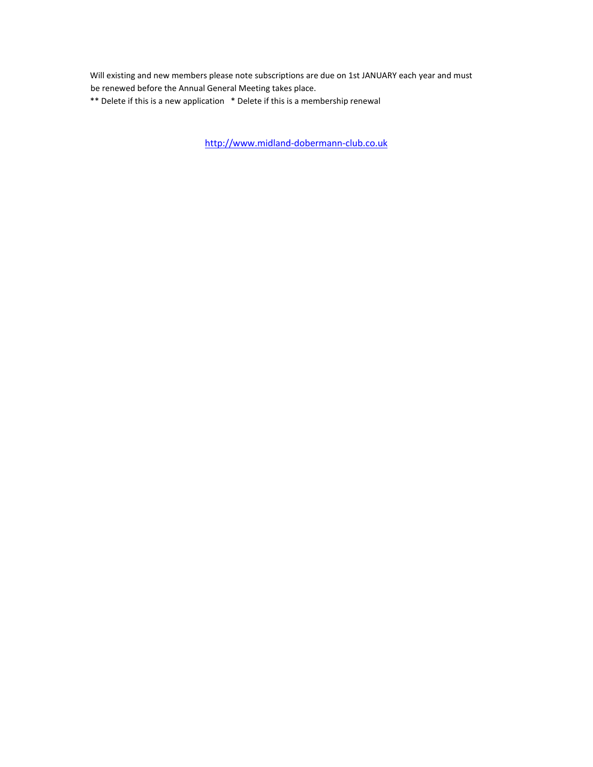Will existing and new members please note subscriptions are due on 1st JANUARY each year and must be renewed before the Annual General Meeting takes place.

** Delete if this is a new application   * Delete if this is a membership renewal

http://www.midland-dobermann-club.co.uk